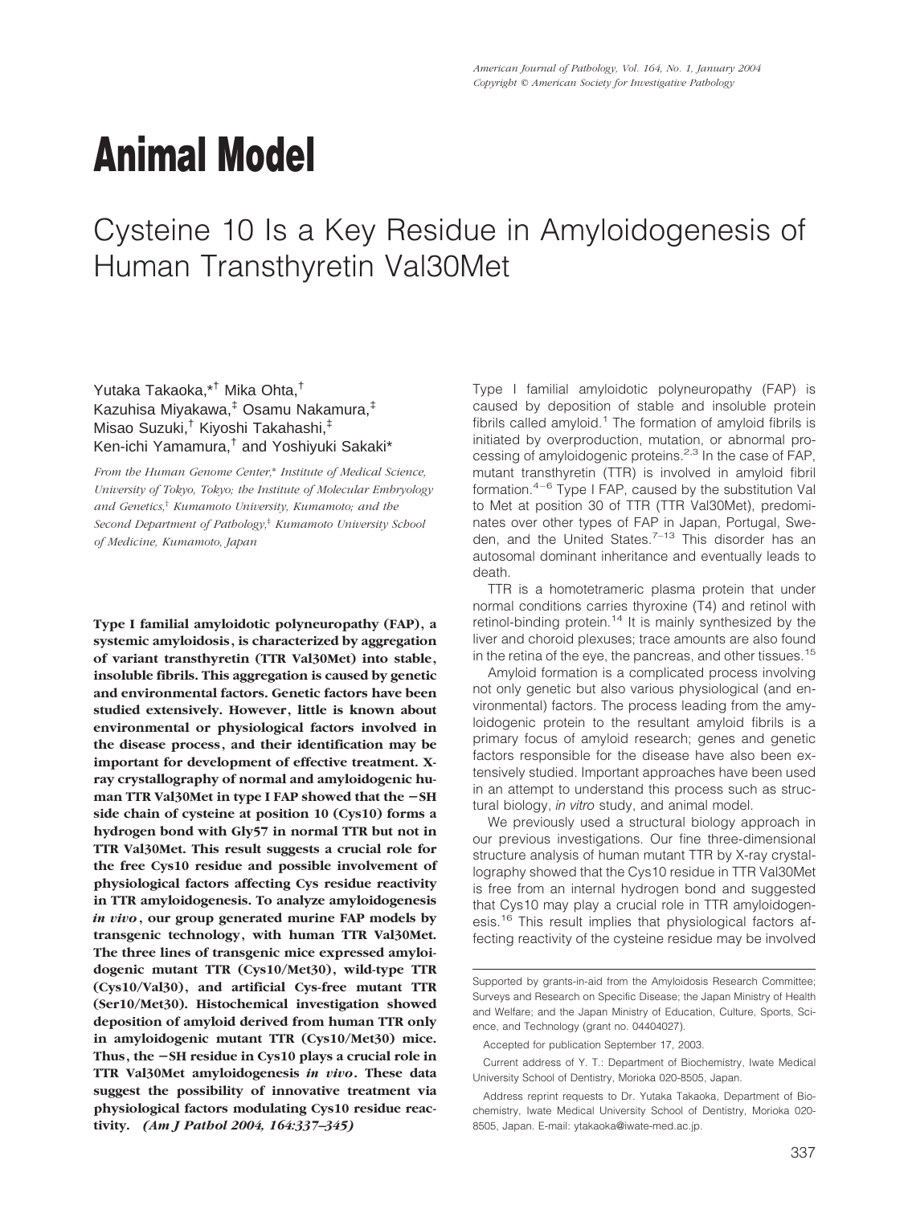# Animal Model

## Cysteine 10 Is a Key Residue in Amyloidogenesis of Human Transthyretin Val30Met

Yutaka Takaoka,[*†] Mika Ohta,[†] Kazuhisa Miyakawa,[‡] Osamu Nakamura,[‡] Misao Suzuki,[†] Kiyoshi Takahashi,[‡] Ken-ichi Yamamura,[†] and Yoshiyuki Sakaki[*]

*From the Human Genome Center,[*] Institute of Medical Science, University of Tokyo, Tokyo; the Institute of Molecular Embryology and Genetics,[†] Kumamoto University, Kumamoto; and the Second Department of Pathology,[‡] Kumamoto University School of Medicine, Kumamoto, Japan*

**Type I familial amyloidotic polyneuropathy (FAP), a systemic amyloidosis, is characterized by aggregation of variant transthyretin (TTR Val30Met) into stable, insoluble fibrils. This aggregation is caused by genetic and environmental factors. Genetic factors have been studied extensively. However, little is known about environmental or physiological factors involved in the disease process, and their identification may be important for development of effective treatment. X-ray crystallography of normal and amyloidogenic human TTR Val30Met in type I FAP showed that the −SH side chain of cysteine at position 10 (Cys10) forms a hydrogen bond with Gly57 in normal TTR but not in TTR Val30Met. This result suggests a crucial role for the free Cys10 residue and possible involvement of physiological factors affecting Cys residue reactivity in TTR amyloidogenesis. To analyze amyloidogenesis *in vivo*, our group generated murine FAP models by transgenic technology, with human TTR Val30Met. The three lines of transgenic mice expressed amyloidogenic mutant TTR (Cys10/Met30), wild-type TTR (Cys10/Val30), and artificial Cys-free mutant TTR (Ser10/Met30). Histochemical investigation showed deposition of amyloid derived from human TTR only in amyloidogenic mutant TTR (Cys10/Met30) mice. Thus, the −SH residue in Cys10 plays a crucial role in TTR Val30Met amyloidogenesis *in vivo*. These data suggest the possibility of innovative treatment via physiological factors modulating Cys10 residue reactivity.** ***(Am J Pathol 2004, 164:337–345)***

Type I familial amyloidotic polyneuropathy (FAP) is caused by deposition of stable and insoluble protein fibrils called amyloid.[1] The formation of amyloid fibrils is initiated by overproduction, mutation, or abnormal processing of amyloidogenic proteins.[2,3] In the case of FAP, mutant transthyretin (TTR) is involved in amyloid fibril formation.[4–6] Type I FAP, caused by the substitution Val to Met at position 30 of TTR (TTR Val30Met), predominates over other types of FAP in Japan, Portugal, Sweden, and the United States.[7–13] This disorder has an autosomal dominant inheritance and eventually leads to death.

TTR is a homotetrameric plasma protein that under normal conditions carries thyroxine (T4) and retinol with retinol-binding protein.[14] It is mainly synthesized by the liver and choroid plexuses; trace amounts are also found in the retina of the eye, the pancreas, and other tissues.[15]

Amyloid formation is a complicated process involving not only genetic but also various physiological (and environmental) factors. The process leading from the amyloidogenic protein to the resultant amyloid fibrils is a primary focus of amyloid research; genes and genetic factors responsible for the disease have also been extensively studied. Important approaches have been used in an attempt to understand this process such as structural biology, *in vitro* study, and animal model.

We previously used a structural biology approach in our previous investigations. Our fine three-dimensional structure analysis of human mutant TTR by X-ray crystallography showed that the Cys10 residue in TTR Val30Met is free from an internal hydrogen bond and suggested that Cys10 may play a crucial role in TTR amyloidogenesis.[16] This result implies that physiological factors affecting reactivity of the cysteine residue may be involved

Supported by grants-in-aid from the Amyloidosis Research Committee; Surveys and Research on Specific Disease; the Japan Ministry of Health and Welfare; and the Japan Ministry of Education, Culture, Sports, Science, and Technology (grant no. 04404027).

Accepted for publication September 17, 2003.

Current address of Y. T.: Department of Biochemistry, Iwate Medical University School of Dentistry, Morioka 020-8505, Japan.

Address reprint requests to Dr. Yutaka Takaoka, Department of Biochemistry, Iwate Medical University School of Dentistry, Morioka 020-8505, Japan. E-mail: ytakaoka@iwate-med.ac.jp.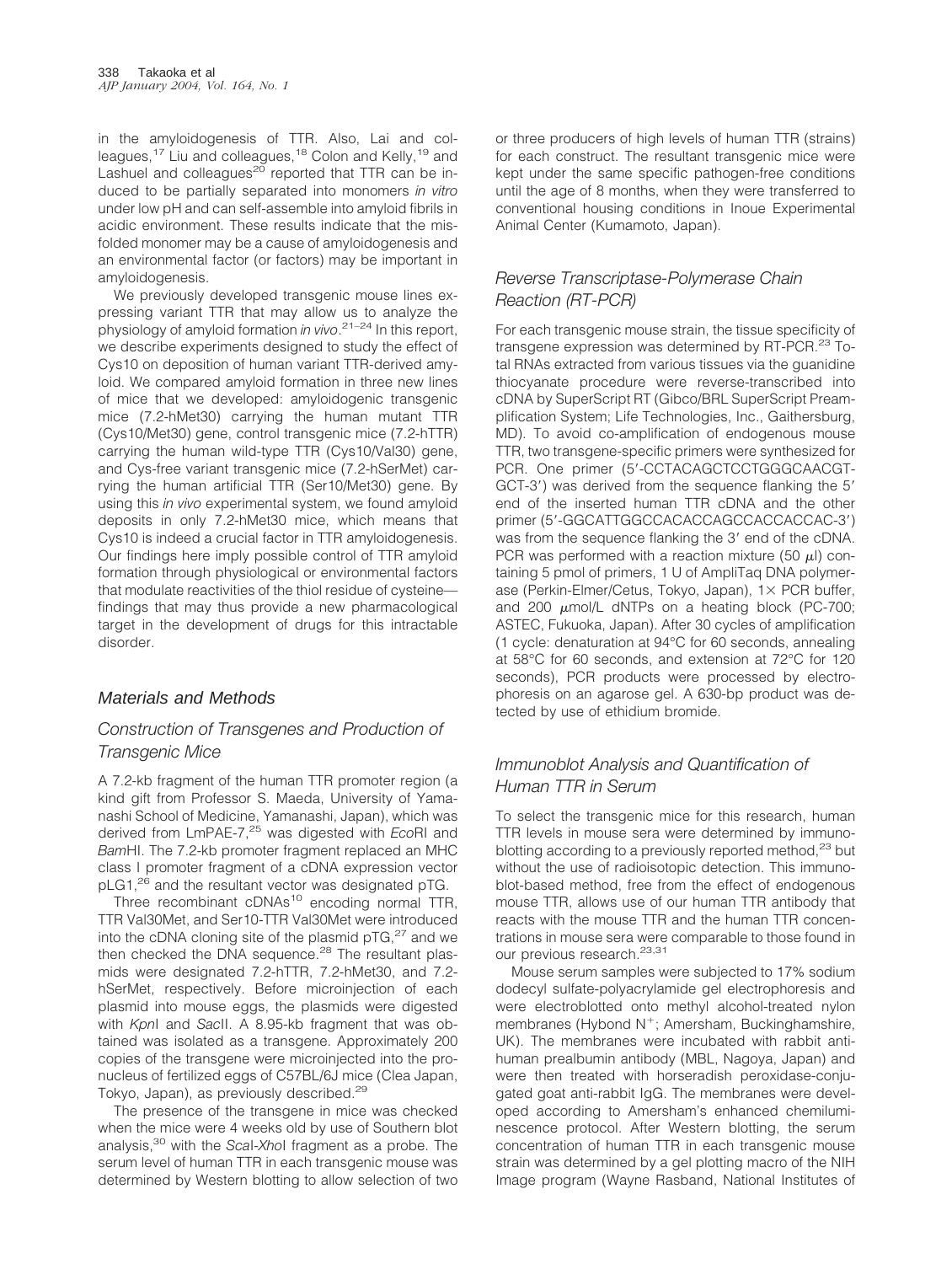in the amyloidogenesis of TTR. Also, Lai and colleagues,[17] Liu and colleagues,[18] Colon and Kelly,[19] and Lashuel and colleagues[20] reported that TTR can be induced to be partially separated into monomers *in vitro* under low pH and can self-assemble into amyloid fibrils in acidic environment. These results indicate that the misfolded monomer may be a cause of amyloidogenesis and an environmental factor (or factors) may be important in amyloidogenesis.

We previously developed transgenic mouse lines expressing variant TTR that may allow us to analyze the physiology of amyloid formation *in vivo*.[21–24] In this report, we describe experiments designed to study the effect of Cys10 on deposition of human variant TTR-derived amyloid. We compared amyloid formation in three new lines of mice that we developed: amyloidogenic transgenic mice (7.2-hMet30) carrying the human mutant TTR (Cys10/Met30) gene, control transgenic mice (7.2-hTTR) carrying the human wild-type TTR (Cys10/Val30) gene, and Cys-free variant transgenic mice (7.2-hSerMet) carrying the human artificial TTR (Ser10/Met30) gene. By using this *in vivo* experimental system, we found amyloid deposits in only 7.2-hMet30 mice, which means that Cys10 is indeed a crucial factor in TTR amyloidogenesis. Our findings here imply possible control of TTR amyloid formation through physiological or environmental factors that modulate reactivities of the thiol residue of cysteine—findings that may thus provide a new pharmacological target in the development of drugs for this intractable disorder.

## Materials and Methods

### Construction of Transgenes and Production of Transgenic Mice

A 7.2-kb fragment of the human TTR promoter region (a kind gift from Professor S. Maeda, University of Yamanashi School of Medicine, Yamanashi, Japan), which was derived from LmPAE-7,[25] was digested with *Eco*RI and *Bam*HI. The 7.2-kb promoter fragment replaced an MHC class I promoter fragment of a cDNA expression vector pLG1,[26] and the resultant vector was designated pTG.

Three recombinant cDNAs[10] encoding normal TTR, TTR Val30Met, and Ser10-TTR Val30Met were introduced into the cDNA cloning site of the plasmid pTG,[27] and we then checked the DNA sequence.[28] The resultant plasmids were designated 7.2-hTTR, 7.2-hMet30, and 7.2-hSerMet, respectively. Before microinjection of each plasmid into mouse eggs, the plasmids were digested with *Kpn*I and *Sac*II. A 8.95-kb fragment that was obtained was isolated as a transgene. Approximately 200 copies of the transgene were microinjected into the pronucleus of fertilized eggs of C57BL/6J mice (Clea Japan, Tokyo, Japan), as previously described.[29]

The presence of the transgene in mice was checked when the mice were 4 weeks old by use of Southern blot analysis,[30] with the *Sca*I-*Xho*I fragment as a probe. The serum level of human TTR in each transgenic mouse was determined by Western blotting to allow selection of two or three producers of high levels of human TTR (strains) for each construct. The resultant transgenic mice were kept under the same specific pathogen-free conditions until the age of 8 months, when they were transferred to conventional housing conditions in Inoue Experimental Animal Center (Kumamoto, Japan).

### Reverse Transcriptase-Polymerase Chain Reaction (RT-PCR)

For each transgenic mouse strain, the tissue specificity of transgene expression was determined by RT-PCR.[23] Total RNAs extracted from various tissues via the guanidine thiocyanate procedure were reverse-transcribed into cDNA by SuperScript RT (Gibco/BRL SuperScript Preamplification System; Life Technologies, Inc., Gaithersburg, MD). To avoid co-amplification of endogenous mouse TTR, two transgene-specific primers were synthesized for PCR. One primer (5′-CCTACAGCTCCTGGGCAACGT-GCT-3′) was derived from the sequence flanking the 5′ end of the inserted human TTR cDNA and the other primer (5′-GGCATTGGCCACACCAGCCACCACCAC-3′) was from the sequence flanking the 3′ end of the cDNA. PCR was performed with a reaction mixture (50 μl) containing 5 pmol of primers, 1 U of AmpliTaq DNA polymerase (Perkin-Elmer/Cetus, Tokyo, Japan), 1× PCR buffer, and 200 μmol/L dNTPs on a heating block (PC-700; ASTEC, Fukuoka, Japan). After 30 cycles of amplification (1 cycle: denaturation at 94°C for 60 seconds, annealing at 58°C for 60 seconds, and extension at 72°C for 120 seconds), PCR products were processed by electrophoresis on an agarose gel. A 630-bp product was detected by use of ethidium bromide.

### Immunoblot Analysis and Quantification of Human TTR in Serum

To select the transgenic mice for this research, human TTR levels in mouse sera were determined by immunoblotting according to a previously reported method,[23] but without the use of radioisotopic detection. This immunoblot-based method, free from the effect of endogenous mouse TTR, allows use of our human TTR antibody that reacts with the mouse TTR and the human TTR concentrations in mouse sera were comparable to those found in our previous research.[23,31]

Mouse serum samples were subjected to 17% sodium dodecyl sulfate-polyacrylamide gel electrophoresis and were electroblotted onto methyl alcohol-treated nylon membranes (Hybond N$^+$; Amersham, Buckinghamshire, UK). The membranes were incubated with rabbit anti-human prealbumin antibody (MBL, Nagoya, Japan) and were then treated with horseradish peroxidase-conjugated goat anti-rabbit IgG. The membranes were developed according to Amersham's enhanced chemiluminescence protocol. After Western blotting, the serum concentration of human TTR in each transgenic mouse strain was determined by a gel plotting macro of the NIH Image program (Wayne Rasband, National Institutes of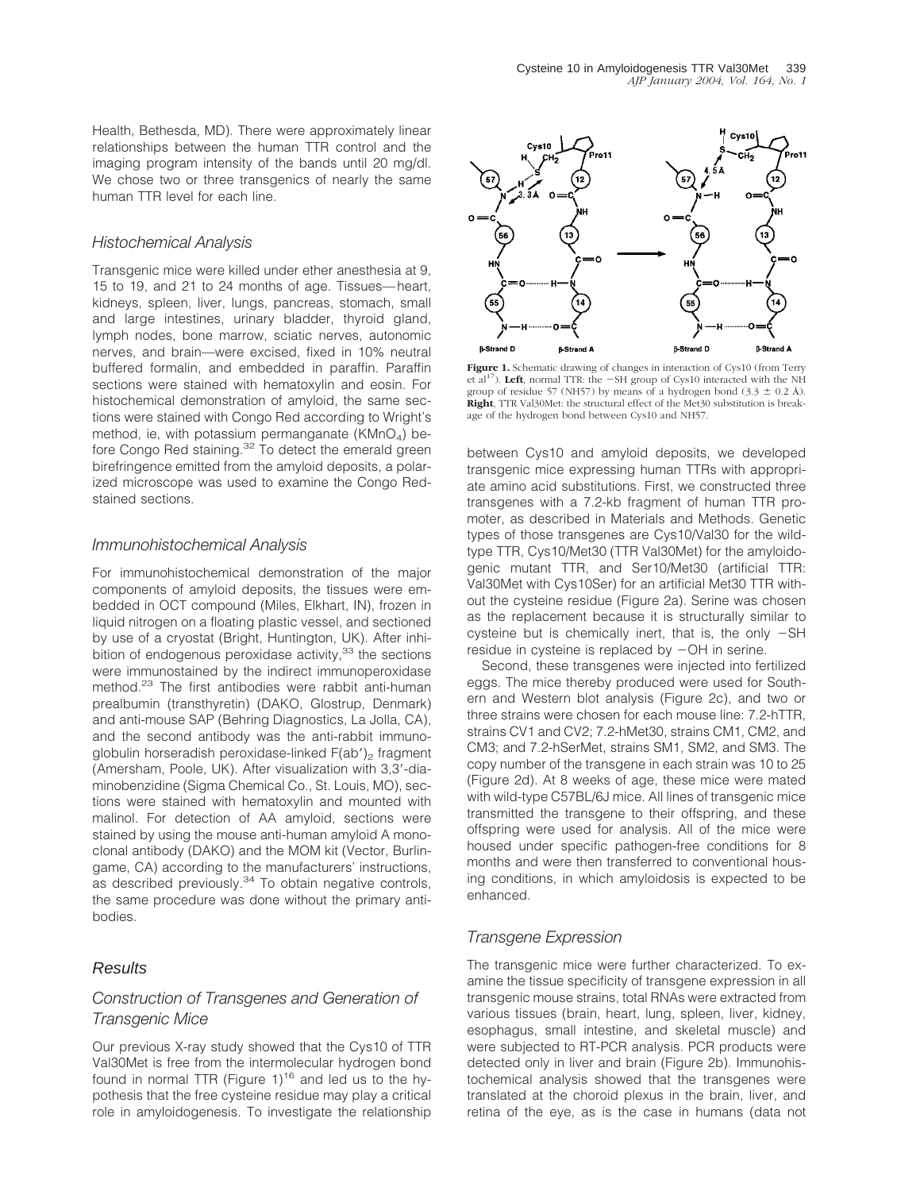Health, Bethesda, MD). There were approximately linear relationships between the human TTR control and the imaging program intensity of the bands until 20 mg/dl. We chose two or three transgenics of nearly the same human TTR level for each line.

### *Histochemical Analysis*

Transgenic mice were killed under ether anesthesia at 9, 15 to 19, and 21 to 24 months of age. Tissues—heart, kidneys, spleen, liver, lungs, pancreas, stomach, small and large intestines, urinary bladder, thyroid gland, lymph nodes, bone marrow, sciatic nerves, autonomic nerves, and brain—were excised, fixed in 10% neutral buffered formalin, and embedded in paraffin. Paraffin sections were stained with hematoxylin and eosin. For histochemical demonstration of amyloid, the same sections were stained with Congo Red according to Wright's method, ie, with potassium permanganate ($KMnO_4$) before Congo Red staining.[32] To detect the emerald green birefringence emitted from the amyloid deposits, a polarized microscope was used to examine the Congo Red-stained sections.

### *Immunohistochemical Analysis*

For immunohistochemical demonstration of the major components of amyloid deposits, the tissues were embedded in OCT compound (Miles, Elkhart, IN), frozen in liquid nitrogen on a floating plastic vessel, and sectioned by use of a cryostat (Bright, Huntington, UK). After inhibition of endogenous peroxidase activity,[33] the sections were immunostained by the indirect immunoperoxidase method.[23] The first antibodies were rabbit anti-human prealbumin (transthyretin) (DAKO, Glostrup, Denmark) and anti-mouse SAP (Behring Diagnostics, La Jolla, CA), and the second antibody was the anti-rabbit immunoglobulin horseradish peroxidase-linked $F(ab')_2$ fragment (Amersham, Poole, UK). After visualization with 3,3′-diaminobenzidine (Sigma Chemical Co., St. Louis, MO), sections were stained with hematoxylin and mounted with malinol. For detection of AA amyloid, sections were stained by using the mouse anti-human amyloid A monoclonal antibody (DAKO) and the MOM kit (Vector, Burlingame, CA) according to the manufacturers' instructions, as described previously.[34] To obtain negative controls, the same procedure was done without the primary antibodies.

## *Results*

### *Construction of Transgenes and Generation of Transgenic Mice*

Our previous X-ray study showed that the Cys10 of TTR Val30Met is free from the intermolecular hydrogen bond found in normal TTR (Figure 1)[16] and led us to the hypothesis that the free cysteine residue may play a critical role in amyloidogenesis. To investigate the relationship between Cys10 and amyloid deposits, we developed transgenic mice expressing human TTRs with appropriate amino acid substitutions. First, we constructed three transgenes with a 7.2-kb fragment of human TTR promoter, as described in Materials and Methods. Genetic types of those transgenes are Cys10/Val30 for the wild-type TTR, Cys10/Met30 (TTR Val30Met) for the amyloidogenic mutant TTR, and Ser10/Met30 (artificial TTR: Val30Met with Cys10Ser) for an artificial Met30 TTR without the cysteine residue (Figure 2a). Serine was chosen as the replacement because it is structurally similar to cysteine but is chemically inert, that is, the only −SH residue in cysteine is replaced by −OH in serine.

**Figure 1.** Schematic drawing of changes in interaction of Cys10 (from Terry et al[17]). **Left**, normal TTR: the −SH group of Cys10 interacted with the NH group of residue 57 (NH57) by means of a hydrogen bond (3.3 ± 0.2 Å). **Right**, TTR Val30Met: the structural effect of the Met30 substitution is breakage of the hydrogen bond between Cys10 and NH57.

Second, these transgenes were injected into fertilized eggs. The mice thereby produced were used for Southern and Western blot analysis (Figure 2c), and two or three strains were chosen for each mouse line: 7.2-hTTR, strains CV1 and CV2; 7.2-hMet30, strains CM1, CM2, and CM3; and 7.2-hSerMet, strains SM1, SM2, and SM3. The copy number of the transgene in each strain was 10 to 25 (Figure 2d). At 8 weeks of age, these mice were mated with wild-type C57BL/6J mice. All lines of transgenic mice transmitted the transgene to their offspring, and these offspring were used for analysis. All of the mice were housed under specific pathogen-free conditions for 8 months and were then transferred to conventional housing conditions, in which amyloidosis is expected to be enhanced.

### *Transgene Expression*

The transgenic mice were further characterized. To examine the tissue specificity of transgene expression in all transgenic mouse strains, total RNAs were extracted from various tissues (brain, heart, lung, spleen, liver, kidney, esophagus, small intestine, and skeletal muscle) and were subjected to RT-PCR analysis. PCR products were detected only in liver and brain (Figure 2b). Immunohistochemical analysis showed that the transgenes were translated at the choroid plexus in the brain, liver, and retina of the eye, as is the case in humans (data not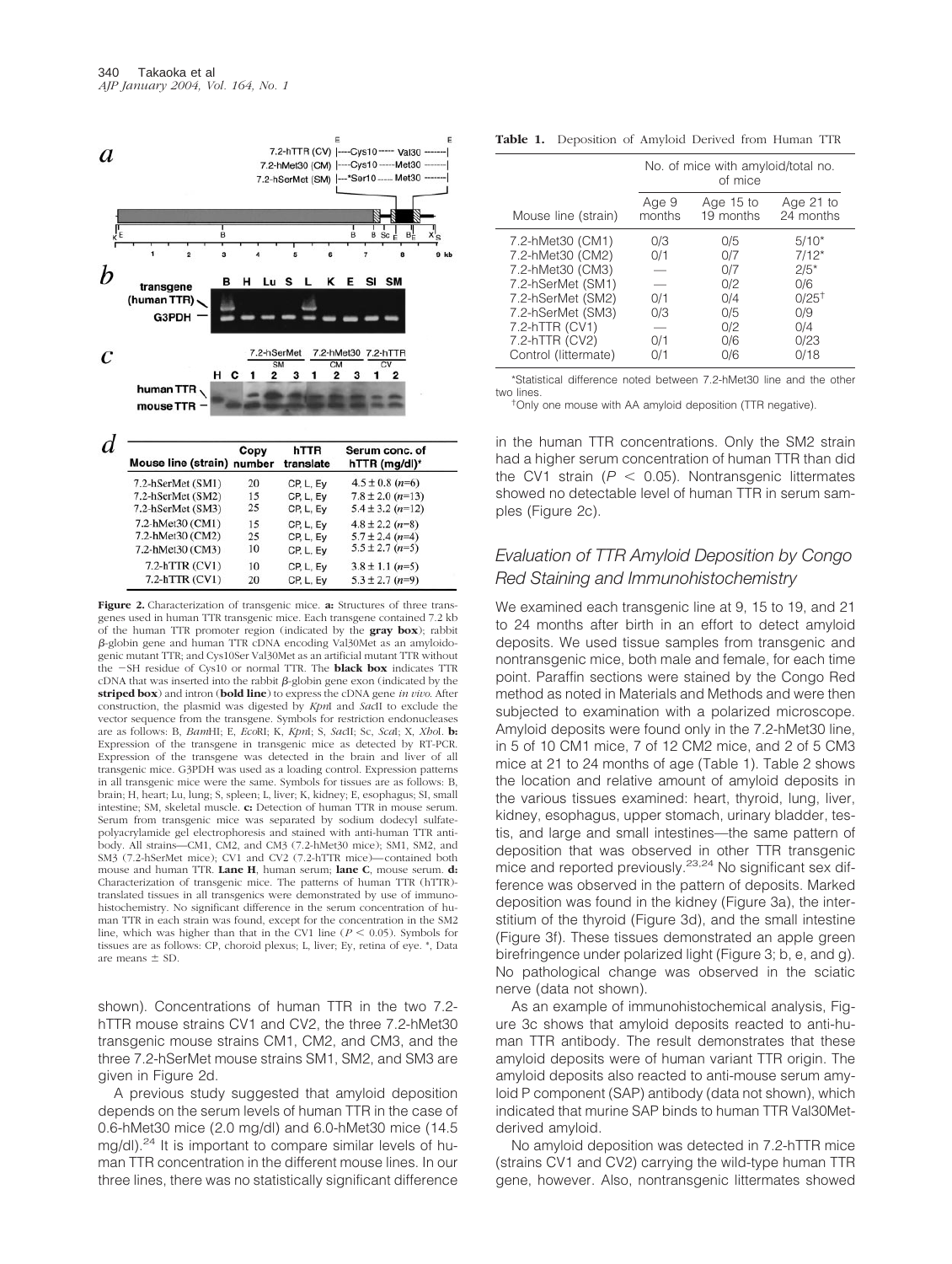**Figure 2.** Characterization of transgenic mice. **a:** Structures of three transgenes used in human TTR transgenic mice. Each transgene contained 7.2 kb of the human TTR promoter region (indicated by the **gray box**); rabbit β-globin gene and human TTR cDNA encoding Val30Met as an amyloidogenic mutant TTR; and Cys10Ser Val30Met as an artificial mutant TTR without the −SH residue of Cys10 or normal TTR. The **black box** indicates TTR cDNA that was inserted into the rabbit β-globin gene exon (indicated by the **striped box**) and intron (**bold line**) to express the cDNA gene *in vivo*. After construction, the plasmid was digested by *Kpn*I and *Sac*II to exclude the vector sequence from the transgene. Symbols for restriction endonucleases are as follows: B, *Bam*HI; E, *Eco*RI; K, *Kpn*I; S, *Sac*II; Sc, *Sca*I; X, *Xho*I. **b:** Expression of the transgene in transgenic mice as detected by RT-PCR. Expression of the transgene was detected in the brain and liver of all transgenic mice. G3PDH was used as a loading control. Expression patterns in all transgenic mice were the same. Symbols for tissues are as follows: B, brain; H, heart; Lu, lung; S, spleen; L, liver; K, kidney; E, esophagus; SI, small intestine; SM, skeletal muscle. **c:** Detection of human TTR in mouse serum. Serum from transgenic mice was separated by sodium dodecyl sulfate-polyacrylamide gel electrophoresis and stained with anti-human TTR antibody. All strains—CM1, CM2, and CM3 (7.2-hMet30 mice); SM1, SM2, and SM3 (7.2-hSerMet mice); CV1 and CV2 (7.2-hTTR mice)—contained both mouse and human TTR. **Lane H**, human serum; **lane C**, mouse serum. **d:** Characterization of transgenic mice. The patterns of human TTR (hTTR)-translated tissues in all transgenics were demonstrated by use of immunohistochemistry. No significant difference in the serum concentration of human TTR in each strain was found, except for the concentration in the SM2 line, which was higher than that in the CV1 line ($P < 0.05$). Symbols for tissues are as follows: CP, choroid plexus; L, liver; Ey, retina of eye. *, Data are means ± SD.

| Mouse line (strain) | Copy number | hTTR translate | Serum conc. of hTTR (mg/dl)* |
|---|---|---|---|
| 7.2-hSerMet (SM1) | 20 | CP, L, Ey | 4.5 ± 0.8 (*n*=6) |
| 7.2-hSerMet (SM2) | 15 | CP, L, Ey | 7.8 ± 2.0 (*n*=13) |
| 7.2-hSerMet (SM3) | 25 | CP, L, Ey | 5.4 ± 3.2 (*n*=12) |
| 7.2-hMet30 (CM1) | 15 | CP, L, Ey | 4.8 ± 2.2 (*n*=8) |
| 7.2-hMet30 (CM2) | 25 | CP, L, Ey | 5.7 ± 2.4 (*n*=4) |
| 7.2-hMet30 (CM3) | 10 | CP, L, Ey | 5.5 ± 2.7 (*n*=5) |
| 7.2-hTTR (CV1) | 10 | CP, L, Ey | 3.8 ± 1.1 (*n*=5) |
| 7.2-hTTR (CV1) | 20 | CP, L, Ey | 5.3 ± 2.7 (*n*=9) |

shown). Concentrations of human TTR in the two 7.2-hTTR mouse strains CV1 and CV2, the three 7.2-hMet30 transgenic mouse strains CM1, CM2, and CM3, and the three 7.2-hSerMet mouse strains SM1, SM2, and SM3 are given in Figure 2d.

A previous study suggested that amyloid deposition depends on the serum levels of human TTR in the case of 0.6-hMet30 mice (2.0 mg/dl) and 6.0-hMet30 mice (14.5 mg/dl).[24] It is important to compare similar levels of human TTR concentration in the different mouse lines. In our three lines, there was no statistically significant difference in the human TTR concentrations. Only the SM2 strain had a higher serum concentration of human TTR than did the CV1 strain ($P < 0.05$). Nontransgenic littermates showed no detectable level of human TTR in serum samples (Figure 2c).

**Table 1.** Deposition of Amyloid Derived from Human TTR

| Mouse line (strain) | No. of mice with amyloid/total no. of mice | | |
|---|---|---|---|
| | Age 9 months | Age 15 to 19 months | Age 21 to 24 months |
| 7.2-hMet30 (CM1) | 0/3 | 0/5 | 5/10* |
| 7.2-hMet30 (CM2) | 0/1 | 0/7 | 7/12* |
| 7.2-hMet30 (CM3) | — | 0/7 | 2/5* |
| 7.2-hSerMet (SM1) | — | 0/2 | 0/6 |
| 7.2-hSerMet (SM2) | 0/1 | 0/4 | 0/25† |
| 7.2-hSerMet (SM3) | 0/3 | 0/5 | 0/9 |
| 7.2-hTTR (CV1) | — | 0/2 | 0/4 |
| 7.2-hTTR (CV2) | 0/1 | 0/6 | 0/23 |
| Control (littermate) | 0/1 | 0/6 | 0/18 |

*Statistical difference noted between 7.2-hMet30 line and the other two lines.

†Only one mouse with AA amyloid deposition (TTR negative).

## Evaluation of TTR Amyloid Deposition by Congo Red Staining and Immunohistochemistry

We examined each transgenic line at 9, 15 to 19, and 21 to 24 months after birth in an effort to detect amyloid deposits. We used tissue samples from transgenic and nontransgenic mice, both male and female, for each time point. Paraffin sections were stained by the Congo Red method as noted in Materials and Methods and were then subjected to examination with a polarized microscope. Amyloid deposits were found only in the 7.2-hMet30 line, in 5 of 10 CM1 mice, 7 of 12 CM2 mice, and 2 of 5 CM3 mice at 21 to 24 months of age (Table 1). Table 2 shows the location and relative amount of amyloid deposits in the various tissues examined: heart, thyroid, lung, liver, kidney, esophagus, upper stomach, urinary bladder, testis, and large and small intestines—the same pattern of deposition that was observed in other TTR transgenic mice and reported previously.[23,24] No significant sex difference was observed in the pattern of deposits. Marked deposition was found in the kidney (Figure 3a), the interstitium of the thyroid (Figure 3d), and the small intestine (Figure 3f). These tissues demonstrated an apple green birefringence under polarized light (Figure 3; b, e, and g). No pathological change was observed in the sciatic nerve (data not shown).

As an example of immunohistochemical analysis, Figure 3c shows that amyloid deposits reacted to anti-human TTR antibody. The result demonstrates that these amyloid deposits were of human variant TTR origin. The amyloid deposits also reacted to anti-mouse serum amyloid P component (SAP) antibody (data not shown), which indicated that murine SAP binds to human TTR Val30Met-derived amyloid.

No amyloid deposition was detected in 7.2-hTTR mice (strains CV1 and CV2) carrying the wild-type human TTR gene, however. Also, nontransgenic littermates showed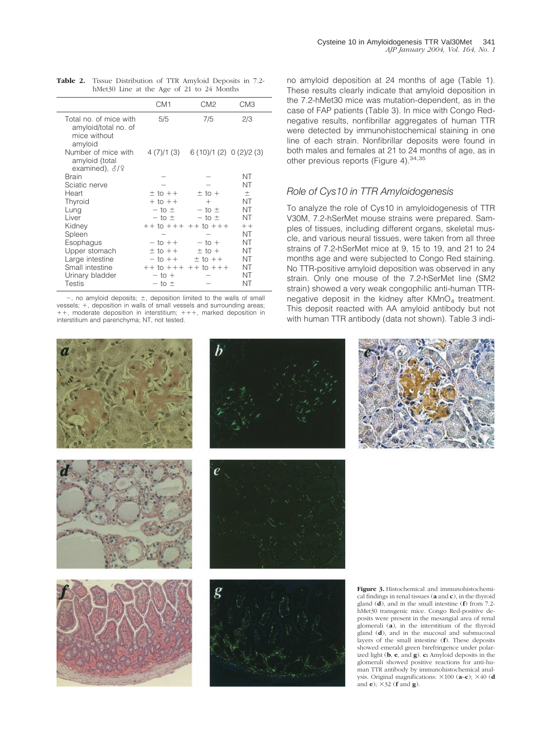**Table 2.** Tissue Distribution of TTR Amyloid Deposits in 7.2-hMet30 Line at the Age of 21 to 24 Months

| | CM1 | CM2 | CM3 |
|---|---|---|---|
| Total no. of mice with amyloid/total no. of mice without amyloid | 5/5 | 7/5 | 2/3 |
| Number of mice with amyloid (total examined), ♂/♀ | 4 (7)/1 (3) | 6 (10)/1 (2) | 0 (2)/2 (3) |
| Brain | − | − | NT |
| Sciatic nerve | − | − | NT |
| Heart | ± to ++ | ± to + | ± |
| Thyroid | + to ++ | + | NT |
| Lung | − to ± | − to ± | NT |
| Liver | − to ± | − to ± | NT |
| Kidney | ++ to +++ | ++ to +++ | ++ |
| Spleen | − | − | NT |
| Esophagus | − to ++ | − to + | NT |
| Upper stomach | ± to ++ | ± to + | NT |
| Large intestine | − to ++ | ± to ++ | NT |
| Small intestine | ++ to +++ | ++ to +++ | NT |
| Urinary bladder | − to + | − | NT |
| Testis | − to ± | − | NT |

−, no amyloid deposits; ±, deposition limited to the walls of small vessels; +, deposition in walls of small vessels and surrounding areas; ++, moderate deposition in interstitium; +++, marked deposition in interstitium and parenchyma; NT, not tested.

no amyloid deposition at 24 months of age (Table 1). These results clearly indicate that amyloid deposition in the 7.2-hMet30 mice was mutation-dependent, as in the case of FAP patients (Table 3). In mice with Congo Red-negative results, nonfibrillar aggregates of human TTR were detected by immunohistochemical staining in one line of each strain. Nonfibrillar deposits were found in both males and females at 21 to 24 months of age, as in other previous reports (Figure 4).[34,35]

## Role of Cys10 in TTR Amyloidogenesis

To analyze the role of Cys10 in amyloidogenesis of TTR V30M, 7.2-hSerMet mouse strains were prepared. Samples of tissues, including different organs, skeletal muscle, and various neural tissues, were taken from all three strains of 7.2-hSerMet mice at 9, 15 to 19, and 21 to 24 months age and were subjected to Congo Red staining. No TTR-positive amyloid deposition was observed in any strain. Only one mouse of the 7.2-hSerMet line (SM2 strain) showed a very weak congophilic anti-human TTR-negative deposit in the kidney after $KMnO_4$ treatment. This deposit reacted with AA amyloid antibody but not with human TTR antibody (data not shown). Table 3 indi-

**Figure 3.** Histochemical and immunohistochemical findings in renal tissues (**a** and **c**), in the thyroid gland (**d**), and in the small intestine (**f**) from 7.2-hMet30 transgenic mice. Congo Red-positive deposits were present in the mesangial area of renal glomeruli (**a**), in the interstitium of the thyroid gland (**d**), and in the mucosal and submucosal layers of the small intestine (**f**). These deposits showed emerald green birefringence under polarized light (**b**, **e**, and **g**). **c:** Amyloid deposits in the glomeruli showed positive reactions for anti-human TTR antibody by immunohistochemical analysis. Original magnifications: ×100 (**a**–**c**); ×40 (**d** and **e**); ×32 (**f** and **g**).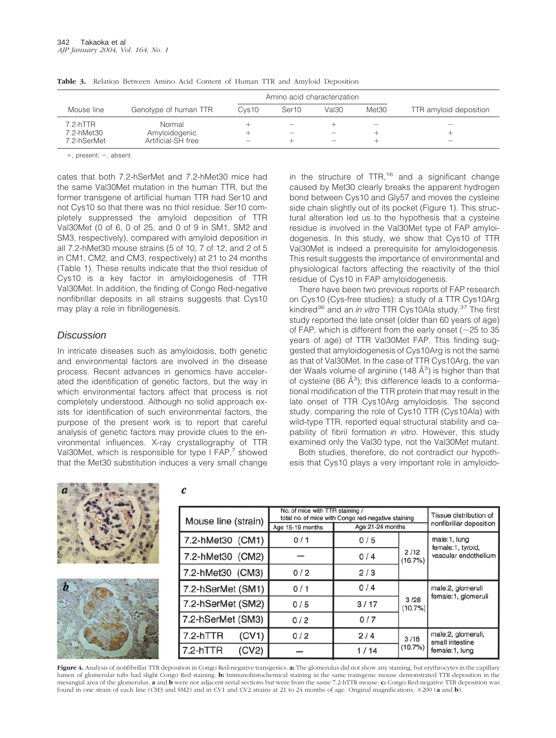**Table 3.** Relation Between Amino Acid Content of Human TTR and Amyloid Deposition

| Mouse line | Genotype of human TTR | Amino acid characterization | | | | TTR amyloid deposition |
|---|---|---|---|---|---|---|
| | | Cys10 | Ser10 | Val30 | Met30 | |
| 7.2-hTTR | Normal | + | − | + | − | − |
| 7.2-hMet30 | Amyloidogenic | + | − | − | + | + |
| 7.2-hSerMet | Artificial-SH free | − | + | − | + | − |

+, present; −, absent.

cates that both 7.2-hSerMet and 7.2-hMet30 mice had the same Val30Met mutation in the human TTR, but the former transgene of artificial human TTR had Ser10 and not Cys10 so that there was no thiol residue. Ser10 completely suppressed the amyloid deposition of TTR Val30Met (0 of 6, 0 of 25, and 0 of 9 in SM1, SM2 and SM3, respectively), compared with amyloid deposition in all 7.2-hMet30 mouse strains (5 of 10, 7 of 12, and 2 of 5 in CM1, CM2, and CM3, respectively) at 21 to 24 months (Table 1). These results indicate that the thiol residue of Cys10 is a key factor in amyloidogenesis of TTR Val30Met. In addition, the finding of Congo Red-negative nonfibrillar deposits in all strains suggests that Cys10 may play a role in fibrillogenesis.

## Discussion

In intricate diseases such as amyloidosis, both genetic and environmental factors are involved in the disease process. Recent advances in genomics have accelerated the identification of genetic factors, but the way in which environmental factors affect that process is not completely understood. Although no solid approach exists for identification of such environmental factors, the purpose of the present work is to report that careful analysis of genetic factors may provide clues to the environmental influences. X-ray crystallography of TTR Val30Met, which is responsible for type I FAP,[7] showed that the Met30 substitution induces a very small change in the structure of TTR,[16] and a significant change caused by Met30 clearly breaks the apparent hydrogen bond between Cys10 and Gly57 and moves the cysteine side chain slightly out of its pocket (Figure 1). This structural alteration led us to the hypothesis that a cysteine residue is involved in the Val30Met type of FAP amyloidogenesis. In this study, we show that Cys10 of TTR Val30Met is indeed a prerequisite for amyloidogenesis. This result suggests the importance of environmental and physiological factors affecting the reactivity of the thiol residue of Cys10 in FAP amyloidogenesis.

There have been two previous reports of FAP research on Cys10 (Cys-free studies): a study of a TTR Cys10Arg kindred[36] and an *in vitro* TTR Cys10Ala study.[37] The first study reported the late onset (older than 60 years of age) of FAP, which is different from the early onset (~25 to 35 years of age) of TTR Val30Met FAP. This finding suggested that amyloidogenesis of Cys10Arg is not the same as that of Val30Met. In the case of TTR Cys10Arg, the van der Waals volume of arginine (148 Å$^3$) is higher than that of cysteine (86 Å$^3$); this difference leads to a conformational modification of the TTR protein that may result in the late onset of TTR Cys10Arg amyloidosis. The second study, comparing the role of Cys10 TTR (Cys10Ala) with wild-type TTR, reported equal structural stability and capability of fibril formation *in vitro*. However, this study examined only the Val30 type, not the Val30Met mutant.

Both studies, therefore, do not contradict our hypothesis that Cys10 plays a very important role in amyloido-

**c**

| Mouse line (strain) | No. of mice with TTR staining / total no. of mice with Congo red-negative staining | | | Tissue distribution of nonfibrillar deposition |
|---|---|---|---|---|
| | Age 15-19 months | Age 21-24 months | | |
| 7.2-hMet30 (CM1) | 0 / 1 | 0 / 5 | 2 /12 (16.7%) | male: 1, lung; female: 1, tyroid, vascular endothelium |
| 7.2-hMet30 (CM2) | — | 0 / 4 | | |
| 7.2-hMet30 (CM3) | 0 / 2 | 2 / 3 | | |
| 7.2-hSerMet (SM1) | 0 / 1 | 0 / 4 | 3 /28 (10.7%) | male: 2, glomeruli; female: 1, glomeruli |
| 7.2-hSerMet (SM2) | 0 / 5 | 3 / 17 | | |
| 7.2-hSerMet (SM3) | 0 / 2 | 0 / 7 | | |
| 7.2-hTTR (CV1) | 0 / 2 | 2 / 4 | 3 /18 (16.7%) | male: 2, glomeruli, small intestine; female: 1, lung |
| 7.2-hTTR (CV2) | — | 1 / 14 | | |

**Figure 4.** Analysis of nonfibrillar TTR deposition in Congo Red-negative transgenics. **a:** The glomerulus did not show any staining, but erythrocytes in the capillary lumen of glomerular tufts had slight Congo Red staining. **b:** Immunohistochemical staining in the same transgenic mouse demonstrated TTR deposition in the mesangial area of the glomerulus. **a** and **b** were not adjacent serial sections but were from the same 7.2-hTTR mouse. **c:** Congo Red-negative TTR deposition was found in one strain of each line (CM3 and SM2) and in CV1 and CV2 strains at 21 to 24 months of age. Original magnifications, ×200 (**a** and **b**).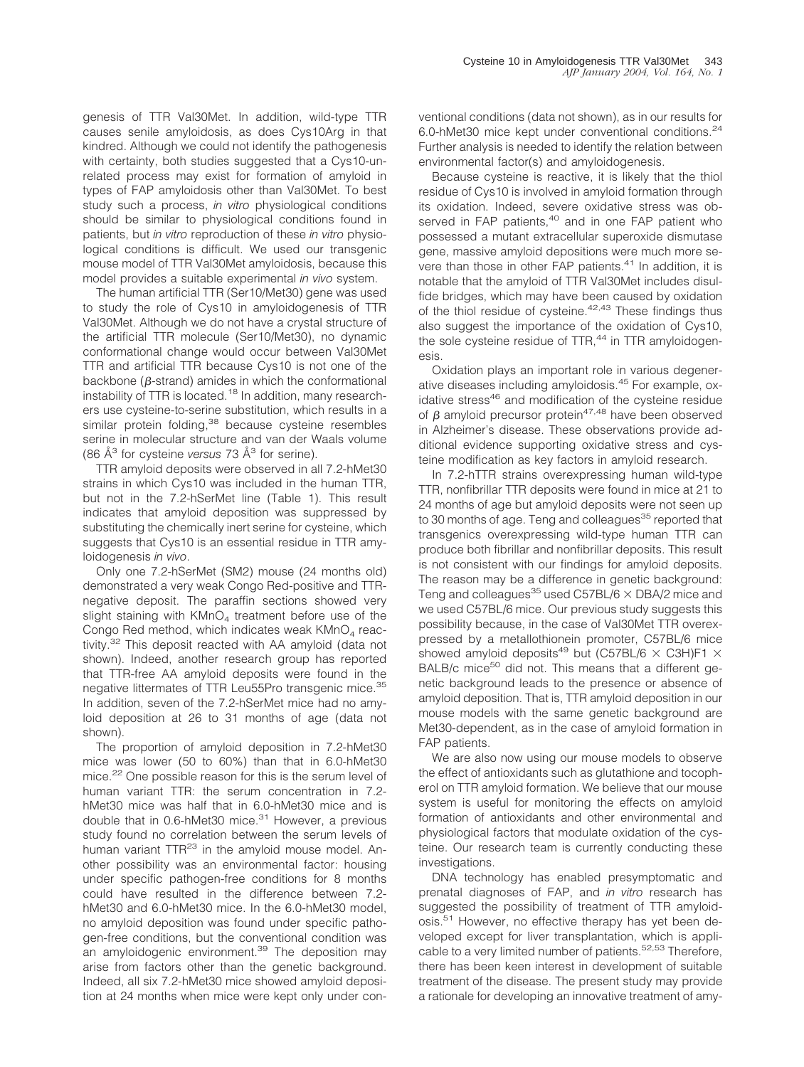genesis of TTR Val30Met. In addition, wild-type TTR causes senile amyloidosis, as does Cys10Arg in that kindred. Although we could not identify the pathogenesis with certainty, both studies suggested that a Cys10-unrelated process may exist for formation of amyloid in types of FAP amyloidosis other than Val30Met. To best study such a process, *in vitro* physiological conditions should be similar to physiological conditions found in patients, but *in vitro* reproduction of these *in vitro* physiological conditions is difficult. We used our transgenic mouse model of TTR Val30Met amyloidosis, because this model provides a suitable experimental *in vivo* system.

The human artificial TTR (Ser10/Met30) gene was used to study the role of Cys10 in amyloidogenesis of TTR Val30Met. Although we do not have a crystal structure of the artificial TTR molecule (Ser10/Met30), no dynamic conformational change would occur between Val30Met TTR and artificial TTR because Cys10 is not one of the backbone ($\beta$-strand) amides in which the conformational instability of TTR is located.[18] In addition, many researchers use cysteine-to-serine substitution, which results in a similar protein folding,[38] because cysteine resembles serine in molecular structure and van der Waals volume (86 Å$^3$ for cysteine *versus* 73 Å$^3$ for serine).

TTR amyloid deposits were observed in all 7.2-hMet30 strains in which Cys10 was included in the human TTR, but not in the 7.2-hSerMet line (Table 1). This result indicates that amyloid deposition was suppressed by substituting the chemically inert serine for cysteine, which suggests that Cys10 is an essential residue in TTR amyloidogenesis *in vivo*.

Only one 7.2-hSerMet (SM2) mouse (24 months old) demonstrated a very weak Congo Red-positive and TTR-negative deposit. The paraffin sections showed very slight staining with $KMnO_4$ treatment before use of the Congo Red method, which indicates weak $KMnO_4$ reactivity.[32] This deposit reacted with AA amyloid (data not shown). Indeed, another research group has reported that TTR-free AA amyloid deposits were found in the negative littermates of TTR Leu55Pro transgenic mice.[35] In addition, seven of the 7.2-hSerMet mice had no amyloid deposition at 26 to 31 months of age (data not shown).

The proportion of amyloid deposition in 7.2-hMet30 mice was lower (50 to 60%) than that in 6.0-hMet30 mice.[22] One possible reason for this is the serum level of human variant TTR: the serum concentration in 7.2-hMet30 mice was half that in 6.0-hMet30 mice and is double that in 0.6-hMet30 mice.[31] However, a previous study found no correlation between the serum levels of human variant TTR[23] in the amyloid mouse model. Another possibility was an environmental factor: housing under specific pathogen-free conditions for 8 months could have resulted in the difference between 7.2-hMet30 and 6.0-hMet30 mice. In the 6.0-hMet30 model, no amyloid deposition was found under specific pathogen-free conditions, but the conventional condition was an amyloidogenic environment.[39] The deposition may arise from factors other than the genetic background. Indeed, all six 7.2-hMet30 mice showed amyloid deposition at 24 months when mice were kept only under conventional conditions (data not shown), as in our results for 6.0-hMet30 mice kept under conventional conditions.[24] Further analysis is needed to identify the relation between environmental factor(s) and amyloidogenesis.

Because cysteine is reactive, it is likely that the thiol residue of Cys10 is involved in amyloid formation through its oxidation. Indeed, severe oxidative stress was observed in FAP patients,[40] and in one FAP patient who possessed a mutant extracellular superoxide dismutase gene, massive amyloid depositions were much more severe than those in other FAP patients.[41] In addition, it is notable that the amyloid of TTR Val30Met includes disulfide bridges, which may have been caused by oxidation of the thiol residue of cysteine.[42,43] These findings thus also suggest the importance of the oxidation of Cys10, the sole cysteine residue of TTR,[44] in TTR amyloidogenesis.

Oxidation plays an important role in various degenerative diseases including amyloidosis.[45] For example, oxidative stress[46] and modification of the cysteine residue of $\beta$ amyloid precursor protein[47,48] have been observed in Alzheimer's disease. These observations provide additional evidence supporting oxidative stress and cysteine modification as key factors in amyloid research.

In 7.2-hTTR strains overexpressing human wild-type TTR, nonfibrillar TTR deposits were found in mice at 21 to 24 months of age but amyloid deposits were not seen up to 30 months of age. Teng and colleagues[35] reported that transgenics overexpressing wild-type human TTR can produce both fibrillar and nonfibrillar deposits. This result is not consistent with our findings for amyloid deposits. The reason may be a difference in genetic background: Teng and colleagues[35] used C57BL/6 × DBA/2 mice and we used C57BL/6 mice. Our previous study suggests this possibility because, in the case of Val30Met TTR overexpressed by a metallothionein promoter, C57BL/6 mice showed amyloid deposits[49] but (C57BL/6 × C3H)F1 × BALB/c mice[50] did not. This means that a different genetic background leads to the presence or absence of amyloid deposition. That is, TTR amyloid deposition in our mouse models with the same genetic background are Met30-dependent, as in the case of amyloid formation in FAP patients.

We are also now using our mouse models to observe the effect of antioxidants such as glutathione and tocopherol on TTR amyloid formation. We believe that our mouse system is useful for monitoring the effects on amyloid formation of antioxidants and other environmental and physiological factors that modulate oxidation of the cysteine. Our research team is currently conducting these investigations.

DNA technology has enabled presymptomatic and prenatal diagnoses of FAP, and *in vitro* research has suggested the possibility of treatment of TTR amyloidosis.[51] However, no effective therapy has yet been developed except for liver transplantation, which is applicable to a very limited number of patients.[52,53] Therefore, there has been keen interest in development of suitable treatment of the disease. The present study may provide a rationale for developing an innovative treatment of amy-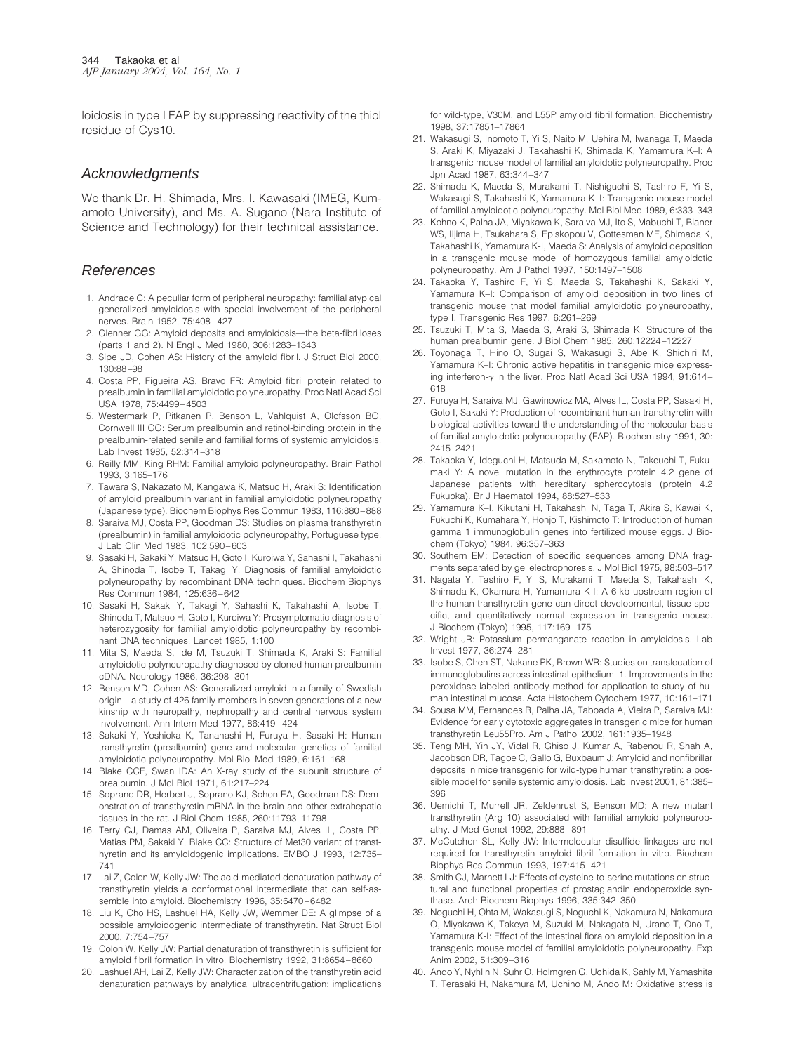loidosis in type I FAP by suppressing reactivity of the thiol residue of Cys10.

## Acknowledgments

We thank Dr. H. Shimada, Mrs. I. Kawasaki (IMEG, Kumamoto University), and Ms. A. Sugano (Nara Institute of Science and Technology) for their technical assistance.

## References

1. Andrade C: A peculiar form of peripheral neuropathy: familial atypical generalized amyloidosis with special involvement of the peripheral nerves. Brain 1952, 75:408–427
2. Glenner GG: Amyloid deposits and amyloidosis—the beta-fibrilloses (parts 1 and 2). N Engl J Med 1980, 306:1283–1343
3. Sipe JD, Cohen AS: History of the amyloid fibril. J Struct Biol 2000, 130:88–98
4. Costa PP, Figueira AS, Bravo FR: Amyloid fibril protein related to prealbumin in familial amyloidotic polyneuropathy. Proc Natl Acad Sci USA 1978, 75:4499–4503
5. Westermark P, Pitkanen P, Benson L, Vahlquist A, Olofsson BO, Cornwell III GG: Serum prealbumin and retinol-binding protein in the prealbumin-related senile and familial forms of systemic amyloidosis. Lab Invest 1985, 52:314–318
6. Reilly MM, King RHM: Familial amyloid polyneuropathy. Brain Pathol 1993, 3:165–176
7. Tawara S, Nakazato M, Kangawa K, Matsuo H, Araki S: Identification of amyloid prealbumin variant in familial amyloidotic polyneuropathy (Japanese type). Biochem Biophys Res Commun 1983, 116:880–888
8. Saraiva MJ, Costa PP, Goodman DS: Studies on plasma transthyretin (prealbumin) in familial amyloidotic polyneuropathy, Portuguese type. J Lab Clin Med 1983, 102:590–603
9. Sasaki H, Sakaki Y, Matsuo H, Goto I, Kuroiwa Y, Sahashi I, Takahashi A, Shinoda T, Isobe T, Takagi Y: Diagnosis of familial amyloidotic polyneuropathy by recombinant DNA techniques. Biochem Biophys Res Commun 1984, 125:636–642
10. Sasaki H, Sakaki Y, Takagi Y, Sahashi K, Takahashi A, Isobe T, Shinoda T, Matsuo H, Goto I, Kuroiwa Y: Presymptomatic diagnosis of heterozygosity for familial amyloidotic polyneuropathy by recombinant DNA techniques. Lancet 1985, 1:100
11. Mita S, Maeda S, Ide M, Tsuzuki T, Shimada K, Araki S: Familial amyloidotic polyneuropathy diagnosed by cloned human prealbumin cDNA. Neurology 1986, 36:298–301
12. Benson MD, Cohen AS: Generalized amyloid in a family of Swedish origin—a study of 426 family members in seven generations of a new kinship with neuropathy, nephropathy and central nervous system involvement. Ann Intern Med 1977, 86:419–424
13. Sakaki Y, Yoshioka K, Tanahashi H, Furuya H, Sasaki H: Human transthyretin (prealbumin) gene and molecular genetics of familial amyloidotic polyneuropathy. Mol Biol Med 1989, 6:161–168
14. Blake CCF, Swan IDA: An X-ray study of the subunit structure of prealbumin. J Mol Biol 1971, 61:217–224
15. Soprano DR, Herbert J, Soprano KJ, Schon EA, Goodman DS: Demonstration of transthyretin mRNA in the brain and other extrahepatic tissues in the rat. J Biol Chem 1985, 260:11793–11798
16. Terry CJ, Damas AM, Oliveira P, Saraiva MJ, Alves IL, Costa PP, Matias PM, Sakaki Y, Blake CC: Structure of Met30 variant of transthyretin and its amyloidogenic implications. EMBO J 1993, 12:735–741
17. Lai Z, Colon W, Kelly JW: The acid-mediated denaturation pathway of transthyretin yields a conformational intermediate that can self-assemble into amyloid. Biochemistry 1996, 35:6470–6482
18. Liu K, Cho HS, Lashuel HA, Kelly JW, Wemmer DE: A glimpse of a possible amyloidogenic intermediate of transthyretin. Nat Struct Biol 2000, 7:754–757
19. Colon W, Kelly JW: Partial denaturation of transthyretin is sufficient for amyloid fibril formation in vitro. Biochemistry 1992, 31:8654–8660
20. Lashuel AH, Lai Z, Kelly JW: Characterization of the transthyretin acid denaturation pathways by analytical ultracentrifugation: implications for wild-type, V30M, and L55P amyloid fibril formation. Biochemistry 1998, 37:17851–17864
21. Wakasugi S, Inomoto T, Yi S, Naito M, Uehira M, Iwanaga T, Maeda S, Araki K, Miyazaki J, Takahashi K, Shimada K, Yamamura K–I: A transgenic mouse model of familial amyloidotic polyneuropathy. Proc Jpn Acad 1987, 63:344–347
22. Shimada K, Maeda S, Murakami T, Nishiguchi S, Tashiro F, Yi S, Wakasugi S, Takahashi K, Yamamura K–I: Transgenic mouse model of familial amyloidotic polyneuropathy. Mol Biol Med 1989, 6:333–343
23. Kohno K, Palha JA, Miyakawa K, Saraiva MJ, Ito S, Mabuchi T, Blaner WS, Iijima H, Tsukahara S, Episkopou V, Gottesman ME, Shimada K, Takahashi K, Yamamura K-I, Maeda S: Analysis of amyloid deposition in a transgenic mouse model of homozygous familial amyloidotic polyneuropathy. Am J Pathol 1997, 150:1497–1508
24. Takaoka Y, Tashiro F, Yi S, Maeda S, Takahashi K, Sakaki Y, Yamamura K–I: Comparison of amyloid deposition in two lines of transgenic mouse that model familial amyloidotic polyneuropathy, type I. Transgenic Res 1997, 6:261–269
25. Tsuzuki T, Mita S, Maeda S, Araki S, Shimada K: Structure of the human prealbumin gene. J Biol Chem 1985, 260:12224–12227
26. Toyonaga T, Hino O, Sugai S, Wakasugi S, Abe K, Shichiri M, Yamamura K–I: Chronic active hepatitis in transgenic mice expressing interferon-γ in the liver. Proc Natl Acad Sci USA 1994, 91:614–618
27. Furuya H, Saraiva MJ, Gawinowicz MA, Alves IL, Costa PP, Sasaki H, Goto I, Sakaki Y: Production of recombinant human transthyretin with biological activities toward the understanding of the molecular basis of familial amyloidotic polyneuropathy (FAP). Biochemistry 1991, 30: 2415–2421
28. Takaoka Y, Ideguchi H, Matsuda M, Sakamoto N, Takeuchi T, Fukumaki Y: A novel mutation in the erythrocyte protein 4.2 gene of Japanese patients with hereditary spherocytosis (protein 4.2 Fukuoka). Br J Haematol 1994, 88:527–533
29. Yamamura K–I, Kikutani H, Takahashi N, Taga T, Akira S, Kawai K, Fukuchi K, Kumahara Y, Honjo T, Kishimoto T: Introduction of human gamma 1 immunoglobulin genes into fertilized mouse eggs. J Biochem (Tokyo) 1984, 96:357–363
30. Southern EM: Detection of specific sequences among DNA fragments separated by gel electrophoresis. J Mol Biol 1975, 98:503–517
31. Nagata Y, Tashiro F, Yi S, Murakami T, Maeda S, Takahashi K, Shimada K, Okamura H, Yamamura K-I: A 6-kb upstream region of the human transthyretin gene can direct developmental, tissue-specific, and quantitatively normal expression in transgenic mouse. J Biochem (Tokyo) 1995, 117:169–175
32. Wright JR: Potassium permanganate reaction in amyloidosis. Lab Invest 1977, 36:274–281
33. Isobe S, Chen ST, Nakane PK, Brown WR: Studies on translocation of immunoglobulins across intestinal epithelium. 1. Improvements in the peroxidase-labeled antibody method for application to study of human intestinal mucosa. Acta Histochem Cytochem 1977, 10:161–171
34. Sousa MM, Fernandes R, Palha JA, Taboada A, Vieira P, Saraiva MJ: Evidence for early cytotoxic aggregates in transgenic mice for human transthyretin Leu55Pro. Am J Pathol 2002, 161:1935–1948
35. Teng MH, Yin JY, Vidal R, Ghiso J, Kumar A, Rabenou R, Shah A, Jacobson DR, Tagoe C, Gallo G, Buxbaum J: Amyloid and nonfibrillar deposits in mice transgenic for wild-type human transthyretin: a possible model for senile systemic amyloidosis. Lab Invest 2001, 81:385–396
36. Uemichi T, Murrell JR, Zeldenrust S, Benson MD: A new mutant transthyretin (Arg 10) associated with familial amyloid polyneuropathy. J Med Genet 1992, 29:888–891
37. McCutchen SL, Kelly JW: Intermolecular disulfide linkages are not required for transthyretin amyloid fibril formation in vitro. Biochem Biophys Res Commun 1993, 197:415–421
38. Smith CJ, Marnett LJ: Effects of cysteine-to-serine mutations on structural and functional properties of prostaglandin endoperoxide synthase. Arch Biochem Biophys 1996, 335:342–350
39. Noguchi H, Ohta M, Wakasugi S, Noguchi K, Nakamura N, Nakamura O, Miyakawa K, Takeya M, Suzuki M, Nakagata N, Urano T, Ono T, Yamamura K-I: Effect of the intestinal flora on amyloid deposition in a transgenic mouse model of familial amyloidotic polyneuropathy. Exp Anim 2002, 51:309–316
40. Ando Y, Nyhlin N, Suhr O, Holmgren G, Uchida K, Sahly M, Yamashita T, Terasaki H, Nakamura M, Uchino M, Ando M: Oxidative stress is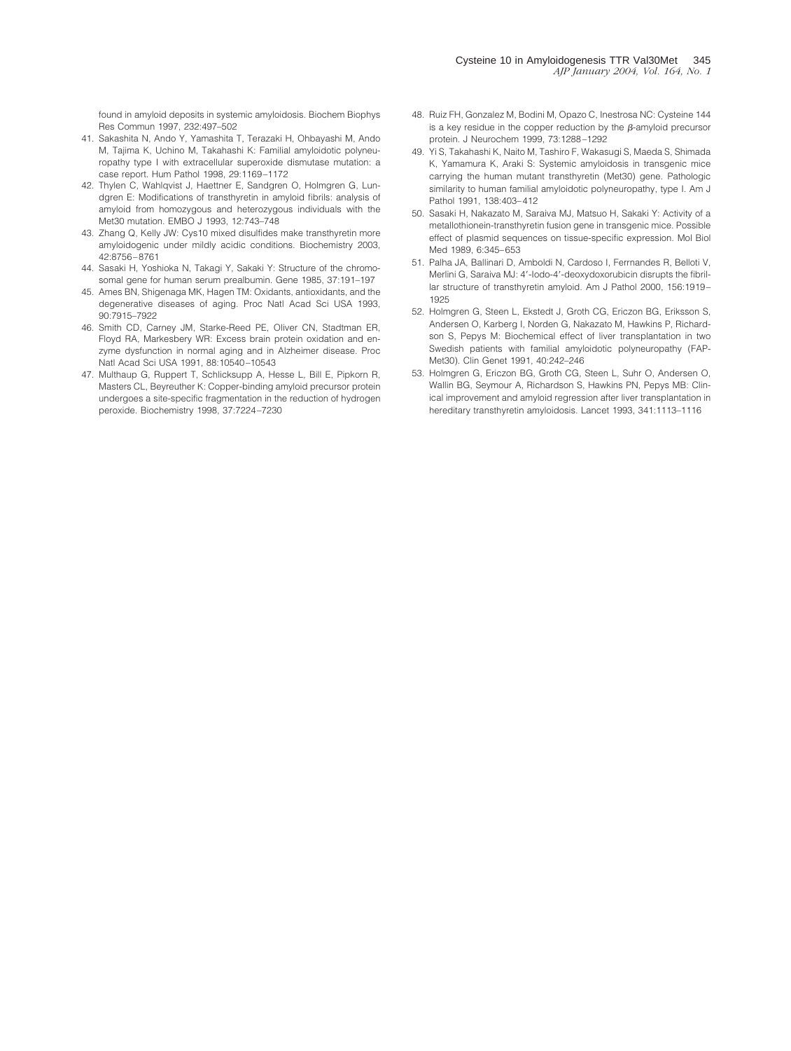found in amyloid deposits in systemic amyloidosis. Biochem Biophys Res Commun 1997, 232:497–502

41. Sakashita N, Ando Y, Yamashita T, Terazaki H, Ohbayashi M, Ando M, Tajima K, Uchino M, Takahashi K: Familial amyloidotic polyneuropathy type I with extracellular superoxide dismutase mutation: a case report. Hum Pathol 1998, 29:1169–1172
42. Thylen C, Wahlqvist J, Haettner E, Sandgren O, Holmgren G, Lundgren E: Modifications of transthyretin in amyloid fibrils: analysis of amyloid from homozygous and heterozygous individuals with the Met30 mutation. EMBO J 1993, 12:743–748
43. Zhang Q, Kelly JW: Cys10 mixed disulfides make transthyretin more amyloidogenic under mildly acidic conditions. Biochemistry 2003, 42:8756–8761
44. Sasaki H, Yoshioka N, Takagi Y, Sakaki Y: Structure of the chromosomal gene for human serum prealbumin. Gene 1985, 37:191–197
45. Ames BN, Shigenaga MK, Hagen TM: Oxidants, antioxidants, and the degenerative diseases of aging. Proc Natl Acad Sci USA 1993, 90:7915–7922
46. Smith CD, Carney JM, Starke-Reed PE, Oliver CN, Stadtman ER, Floyd RA, Markesbery WR: Excess brain protein oxidation and enzyme dysfunction in normal aging and in Alzheimer disease. Proc Natl Acad Sci USA 1991, 88:10540–10543
47. Multhaup G, Ruppert T, Schlicksupp A, Hesse L, Bill E, Pipkorn R, Masters CL, Beyreuther K: Copper-binding amyloid precursor protein undergoes a site-specific fragmentation in the reduction of hydrogen peroxide. Biochemistry 1998, 37:7224–7230
48. Ruiz FH, Gonzalez M, Bodini M, Opazo C, Inestrosa NC: Cysteine 144 is a key residue in the copper reduction by the β-amyloid precursor protein. J Neurochem 1999, 73:1288–1292
49. Yi S, Takahashi K, Naito M, Tashiro F, Wakasugi S, Maeda S, Shimada K, Yamamura K, Araki S: Systemic amyloidosis in transgenic mice carrying the human mutant transthyretin (Met30) gene. Pathologic similarity to human familial amyloidotic polyneuropathy, type I. Am J Pathol 1991, 138:403–412
50. Sasaki H, Nakazato M, Saraiva MJ, Matsuo H, Sakaki Y: Activity of a metallothionein-transthyretin fusion gene in transgenic mice. Possible effect of plasmid sequences on tissue-specific expression. Mol Biol Med 1989, 6:345–653
51. Palha JA, Ballinari D, Amboldi N, Cardoso I, Ferrnandes R, Belloti V, Merlini G, Saraiva MJ: 4′-Iodo-4′-deoxydoxorubicin disrupts the fibrillar structure of transthyretin amyloid. Am J Pathol 2000, 156:1919–1925
52. Holmgren G, Steen L, Ekstedt J, Groth CG, Ericzon BG, Eriksson S, Andersen O, Karberg I, Norden G, Nakazato M, Hawkins P, Richardson S, Pepys M: Biochemical effect of liver transplantation in two Swedish patients with familial amyloidotic polyneuropathy (FAP-Met30). Clin Genet 1991, 40:242–246
53. Holmgren G, Ericzon BG, Groth CG, Steen L, Suhr O, Andersen O, Wallin BG, Seymour A, Richardson S, Hawkins PN, Pepys MB: Clinical improvement and amyloid regression after liver transplantation in hereditary transthyretin amyloidosis. Lancet 1993, 341:1113–1116